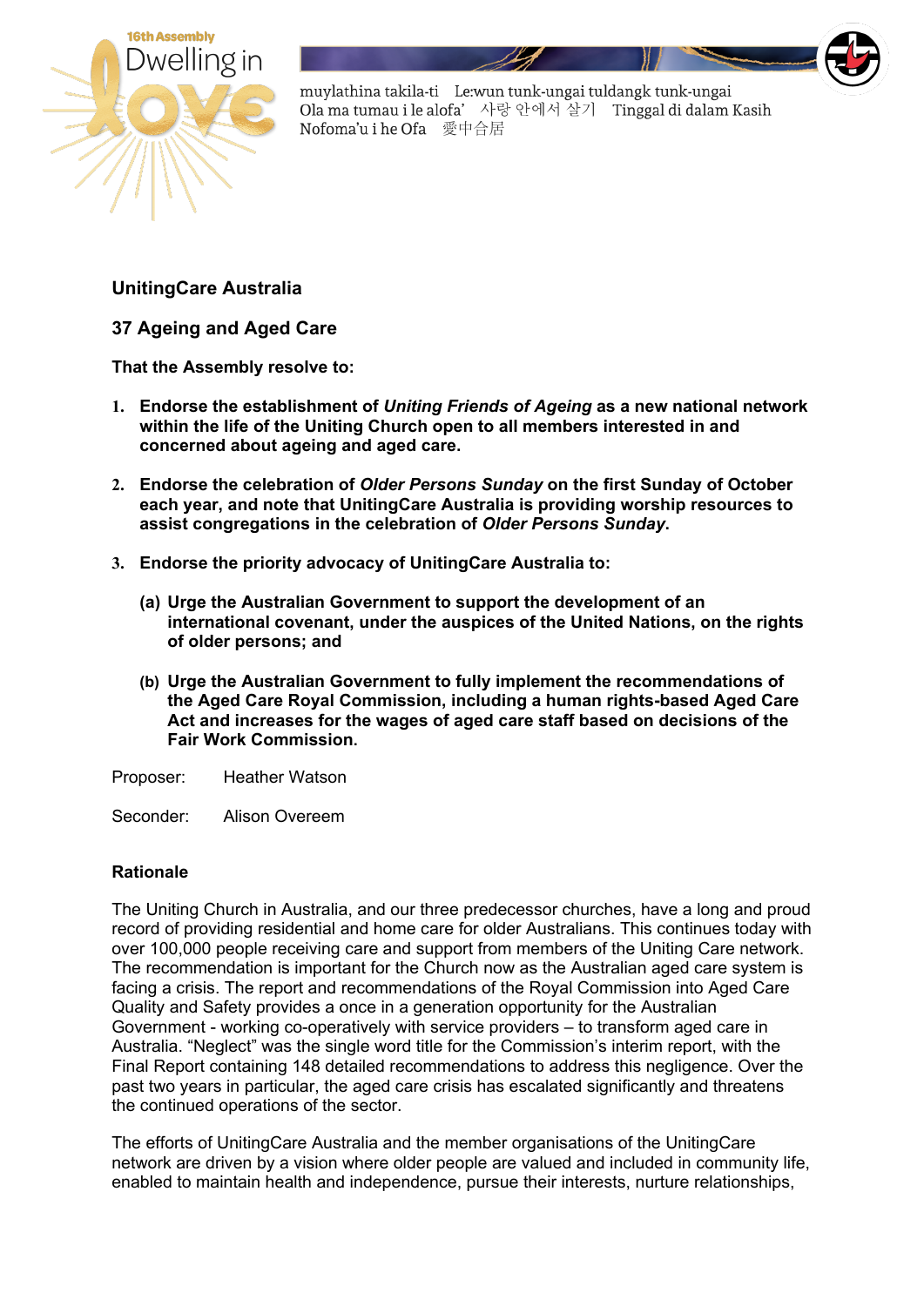16th Assembly Dwelling in Love

muylathina takila-ti Le:wun tunk-ungai tuldangk tunk-ungai
Ola ma tumau i le alofa' 사랑 안에서 살기 Tinggal di dalam Kasih
Nofoma'u i he Ofa 愛中合居

## UnitingCare Australia

## 37 Ageing and Aged Care

**That the Assembly resolve to:**

1. **Endorse the establishment of *Uniting Friends of Ageing* as a new national network within the life of the Uniting Church open to all members interested in and concerned about ageing and aged care.**

2. **Endorse the celebration of *Older Persons Sunday* on the first Sunday of October each year, and note that UnitingCare Australia is providing worship resources to assist congregations in the celebration of *Older Persons Sunday*.**

3. **Endorse the priority advocacy of UnitingCare Australia to:**

   (a) **Urge the Australian Government to support the development of an international covenant, under the auspices of the United Nations, on the rights of older persons; and**

   (b) **Urge the Australian Government to fully implement the recommendations of the Aged Care Royal Commission, including a human rights-based Aged Care Act and increases for the wages of aged care staff based on decisions of the Fair Work Commission.**

Proposer: Heather Watson

Seconder: Alison Overeem

### Rationale

The Uniting Church in Australia, and our three predecessor churches, have a long and proud record of providing residential and home care for older Australians. This continues today with over 100,000 people receiving care and support from members of the Uniting Care network. The recommendation is important for the Church now as the Australian aged care system is facing a crisis. The report and recommendations of the Royal Commission into Aged Care Quality and Safety provides a once in a generation opportunity for the Australian Government - working co-operatively with service providers – to transform aged care in Australia. "Neglect" was the single word title for the Commission's interim report, with the Final Report containing 148 detailed recommendations to address this negligence. Over the past two years in particular, the aged care crisis has escalated significantly and threatens the continued operations of the sector.

The efforts of UnitingCare Australia and the member organisations of the UnitingCare network are driven by a vision where older people are valued and included in community life, enabled to maintain health and independence, pursue their interests, nurture relationships,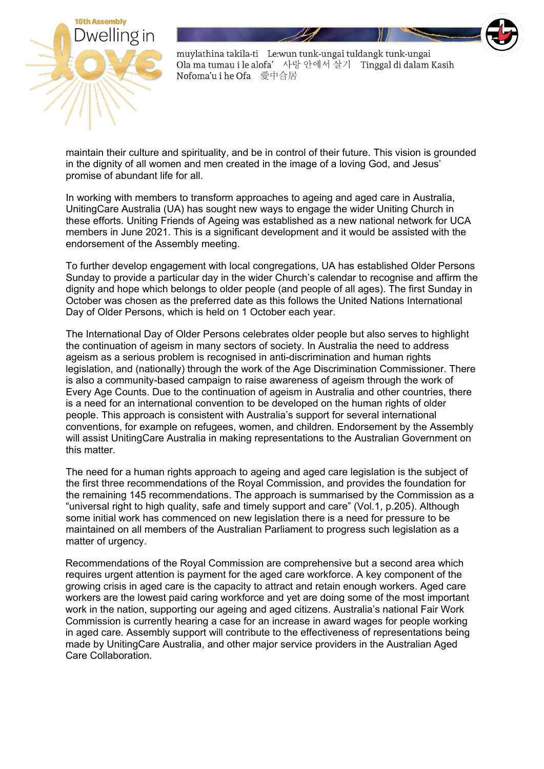maintain their culture and spirituality, and be in control of their future. This vision is grounded in the dignity of all women and men created in the image of a loving God, and Jesus' promise of abundant life for all.

In working with members to transform approaches to ageing and aged care in Australia, UnitingCare Australia (UA) has sought new ways to engage the wider Uniting Church in these efforts. Uniting Friends of Ageing was established as a new national network for UCA members in June 2021. This is a significant development and it would be assisted with the endorsement of the Assembly meeting.

To further develop engagement with local congregations, UA has established Older Persons Sunday to provide a particular day in the wider Church's calendar to recognise and affirm the dignity and hope which belongs to older people (and people of all ages). The first Sunday in October was chosen as the preferred date as this follows the United Nations International Day of Older Persons, which is held on 1 October each year.

The International Day of Older Persons celebrates older people but also serves to highlight the continuation of ageism in many sectors of society. In Australia the need to address ageism as a serious problem is recognised in anti-discrimination and human rights legislation, and (nationally) through the work of the Age Discrimination Commissioner. There is also a community-based campaign to raise awareness of ageism through the work of Every Age Counts. Due to the continuation of ageism in Australia and other countries, there is a need for an international convention to be developed on the human rights of older people. This approach is consistent with Australia's support for several international conventions, for example on refugees, women, and children. Endorsement by the Assembly will assist UnitingCare Australia in making representations to the Australian Government on this matter.

The need for a human rights approach to ageing and aged care legislation is the subject of the first three recommendations of the Royal Commission, and provides the foundation for the remaining 145 recommendations. The approach is summarised by the Commission as a "universal right to high quality, safe and timely support and care" (Vol.1, p.205). Although some initial work has commenced on new legislation there is a need for pressure to be maintained on all members of the Australian Parliament to progress such legislation as a matter of urgency.

Recommendations of the Royal Commission are comprehensive but a second area which requires urgent attention is payment for the aged care workforce. A key component of the growing crisis in aged care is the capacity to attract and retain enough workers. Aged care workers are the lowest paid caring workforce and yet are doing some of the most important work in the nation, supporting our ageing and aged citizens. Australia's national Fair Work Commission is currently hearing a case for an increase in award wages for people working in aged care. Assembly support will contribute to the effectiveness of representations being made by UnitingCare Australia, and other major service providers in the Australian Aged Care Collaboration.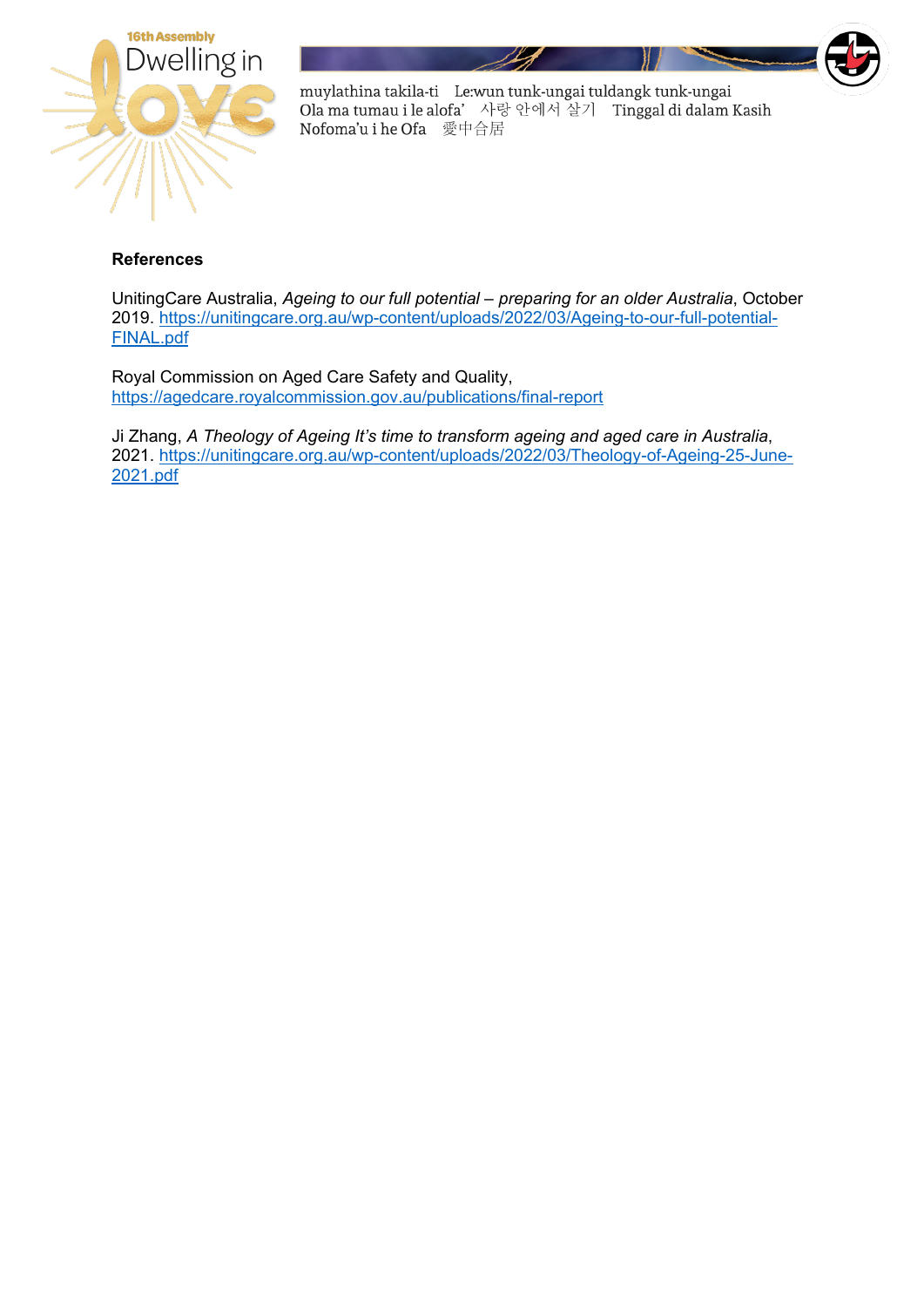**References**

UnitingCare Australia, *Ageing to our full potential – preparing for an older Australia*, October 2019. https://unitingcare.org.au/wp-content/uploads/2022/03/Ageing-to-our-full-potential-FINAL.pdf

Royal Commission on Aged Care Safety and Quality, https://agedcare.royalcommission.gov.au/publications/final-report

Ji Zhang, *A Theology of Ageing It's time to transform ageing and aged care in Australia*, 2021. https://unitingcare.org.au/wp-content/uploads/2022/03/Theology-of-Ageing-25-June-2021.pdf